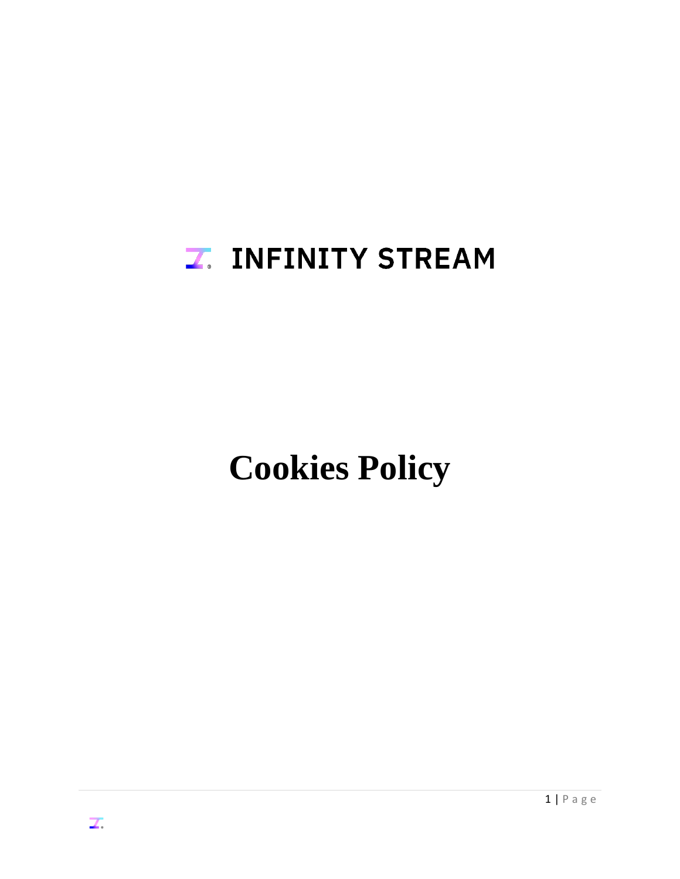# INFINITY STREAM

# Cookies Policy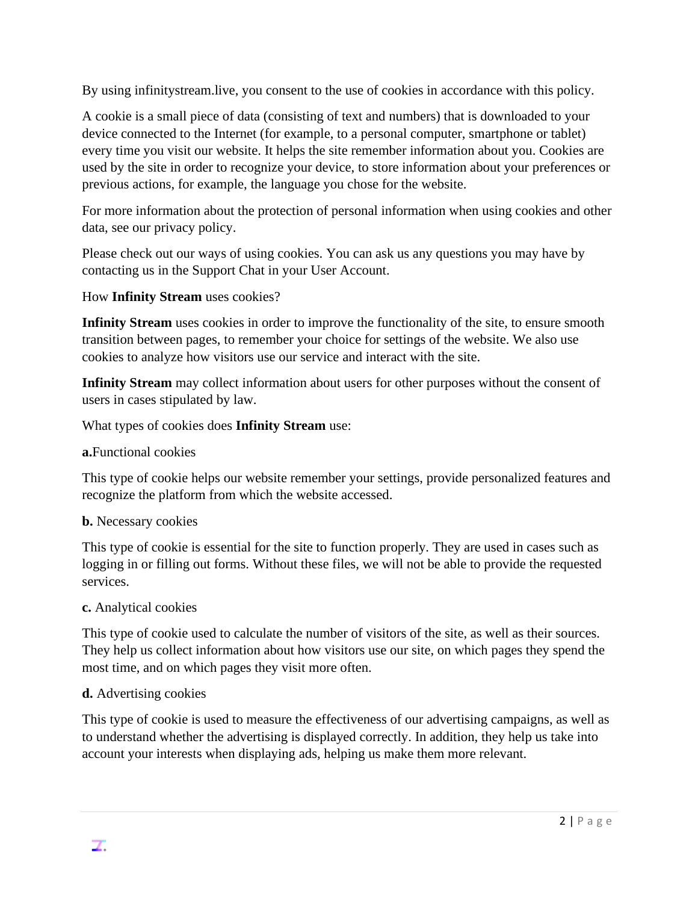By using infinitystream.live, you consent to the use of cookies in accordance with this policy.

A cookie is a small piece of data (consisting of text and numbers) that is downloaded to your device connected to the Internet (for example, to a personal computer, smartphone or tablet) every time you visit our website. It helps the site remember information about you. Cookies are used by the site in order to recognize your device, to store information about your preferences or previous actions, for example, the language you chose for the website.

For more information about the protection of personal information when using cookies and other data, see our privacy policy.

Please check out our ways of using cookies. You can ask us any questions you may have by contacting us in the Support Chat in your User Account.

How **Infinity Stream** uses cookies?

**Infinity Stream** uses cookies in order to improve the functionality of the site, to ensure smooth transition between pages, to remember your choice for settings of the website. We also use cookies to analyze how visitors use our service and interact with the site.

**Infinity Stream** may collect information about users for other purposes without the consent of users in cases stipulated by law.

What types of cookies does **Infinity Stream** use:

**a.**Functional cookies

This type of cookie helps our website remember your settings, provide personalized features and recognize the platform from which the website accessed.

**b.** Necessary cookies

This type of cookie is essential for the site to function properly. They are used in cases such as logging in or filling out forms. Without these files, we will not be able to provide the requested services.

**c.** Analytical cookies

This type of cookie used to calculate the number of visitors of the site, as well as their sources. They help us collect information about how visitors use our site, on which pages they spend the most time, and on which pages they visit more often.

**d.** Advertising cookies

This type of cookie is used to measure the effectiveness of our advertising campaigns, as well as to understand whether the advertising is displayed correctly. In addition, they help us take into account your interests when displaying ads, helping us make them more relevant.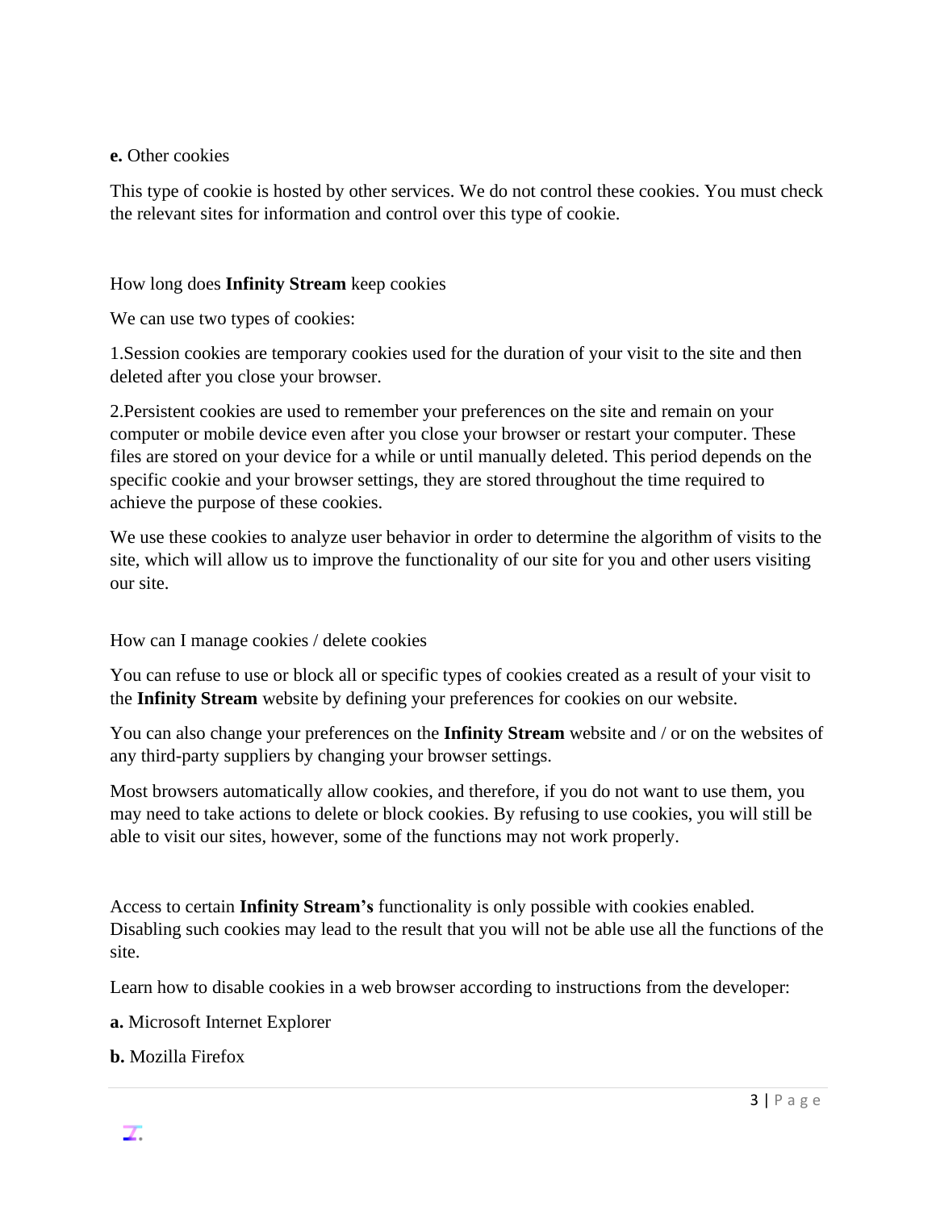**e.** Other cookies

This type of cookie is hosted by other services. We do not control these cookies. You must check the relevant sites for information and control over this type of cookie.

How long does **Infinity Stream** keep cookies

We can use two types of cookies:

1.Session cookies are temporary cookies used for the duration of your visit to the site and then deleted after you close your browser.

2.Persistent cookies are used to remember your preferences on the site and remain on your computer or mobile device even after you close your browser or restart your computer. These files are stored on your device for a while or until manually deleted. This period depends on the specific cookie and your browser settings, they are stored throughout the time required to achieve the purpose of these cookies.

We use these cookies to analyze user behavior in order to determine the algorithm of visits to the site, which will allow us to improve the functionality of our site for you and other users visiting our site.

How can I manage cookies / delete cookies

You can refuse to use or block all or specific types of cookies created as a result of your visit to the **Infinity Stream** website by defining your preferences for cookies on our website.

You can also change your preferences on the **Infinity Stream** website and / or on the websites of any third-party suppliers by changing your browser settings.

Most browsers automatically allow cookies, and therefore, if you do not want to use them, you may need to take actions to delete or block cookies. By refusing to use cookies, you will still be able to visit our sites, however, some of the functions may not work properly.

Access to certain **Infinity Stream's** functionality is only possible with cookies enabled. Disabling such cookies may lead to the result that you will not be able use all the functions of the site.

Learn how to disable cookies in a web browser according to instructions from the developer:

**a.** Microsoft Internet Explorer

**b.** Mozilla Firefox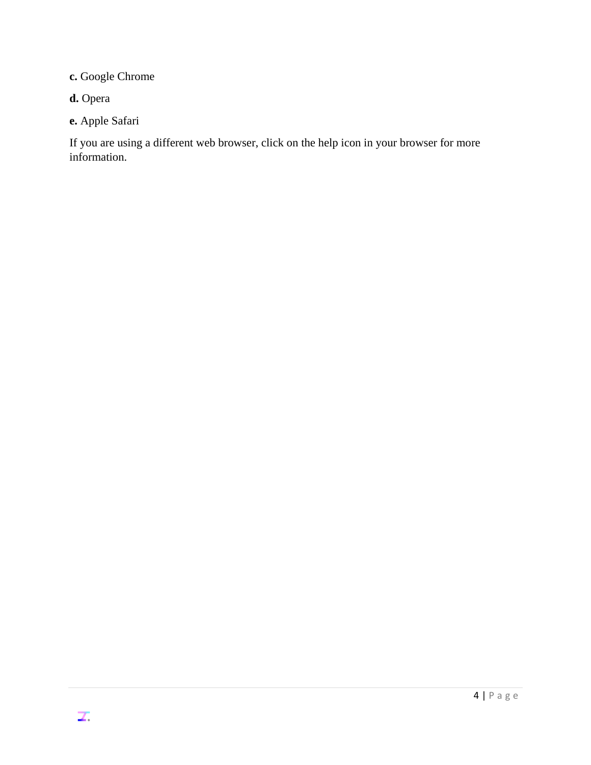**c.** Google Chrome

**d.** Opera

**e.** Apple Safari

If you are using a different web browser, click on the help icon in your browser for more information.